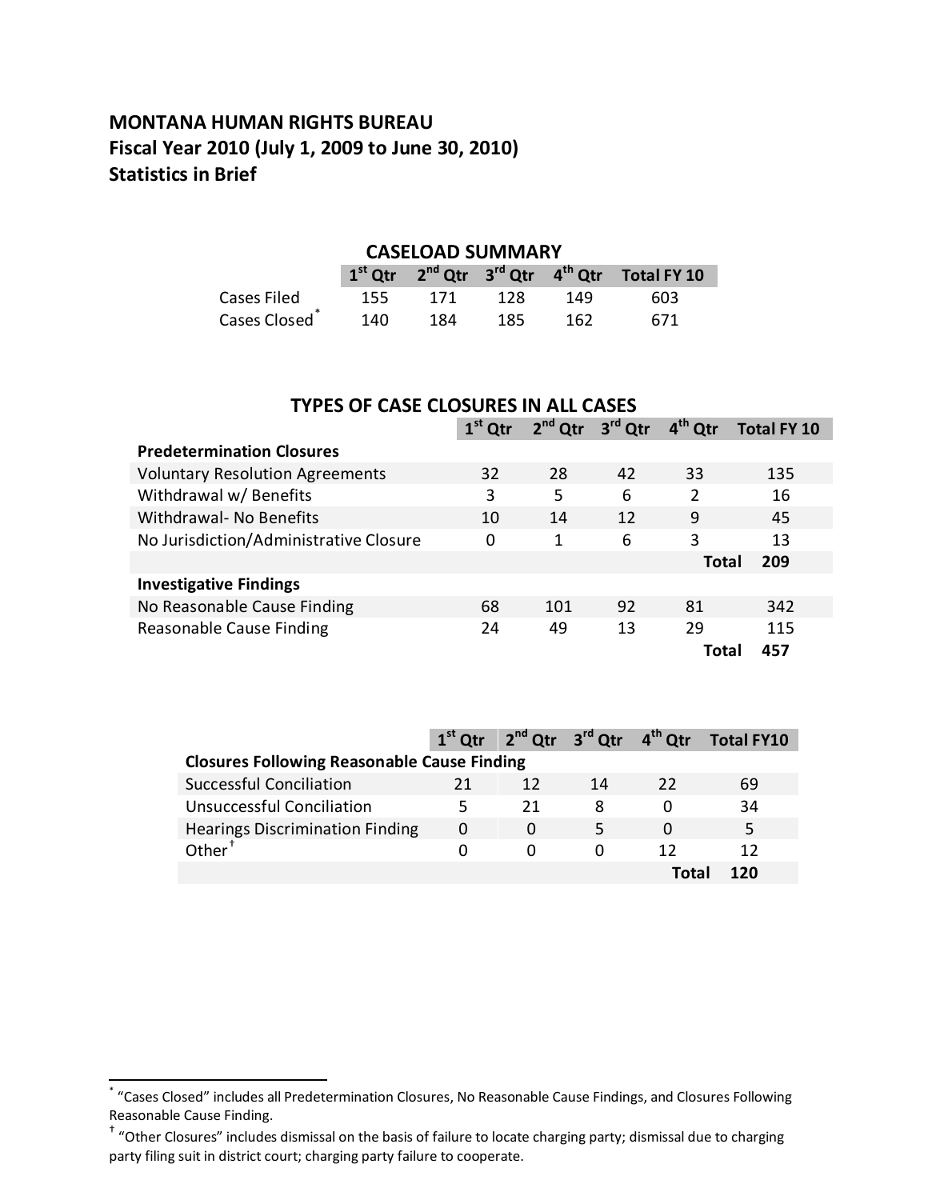# MONTANA HUMAN RIGHTS BUREAU
## Fiscal Year 2010 (July 1, 2009 to June 30, 2010)
## Statistics in Brief

### CASELOAD SUMMARY

| | 1st Qtr | 2nd Qtr | 3rd Qtr | 4th Qtr | Total FY 10 |
|---|---|---|---|---|---|
| Cases Filed | 155 | 171 | 128 | 149 | 603 |
| Cases Closed* | 140 | 184 | 185 | 162 | 671 |

### TYPES OF CASE CLOSURES IN ALL CASES

| | 1st Qtr | 2nd Qtr | 3rd Qtr | 4th Qtr | Total FY 10 |
|---|---|---|---|---|---|
| **Predetermination Closures** | | | | | |
| Voluntary Resolution Agreements | 32 | 28 | 42 | 33 | 135 |
| Withdrawal w/ Benefits | 3 | 5 | 6 | 2 | 16 |
| Withdrawal- No Benefits | 10 | 14 | 12 | 9 | 45 |
| No Jurisdiction/Administrative Closure | 0 | 1 | 6 | 3 | 13 |
| | | | | **Total** | **209** |
| **Investigative Findings** | | | | | |
| No Reasonable Cause Finding | 68 | 101 | 92 | 81 | 342 |
| Reasonable Cause Finding | 24 | 49 | 13 | 29 | 115 |
| | | | | **Total** | **457** |

| | 1st Qtr | 2nd Qtr | 3rd Qtr | 4th Qtr | Total FY10 |
|---|---|---|---|---|---|
| **Closures Following Reasonable Cause Finding** | | | | | |
| Successful Conciliation | 21 | 12 | 14 | 22 | 69 |
| Unsuccessful Conciliation | 5 | 21 | 8 | 0 | 34 |
| Hearings Discrimination Finding | 0 | 0 | 5 | 0 | 5 |
| Other† | 0 | 0 | 0 | 12 | 12 |
| | | | | **Total** | **120** |

* "Cases Closed" includes all Predetermination Closures, No Reasonable Cause Findings, and Closures Following Reasonable Cause Finding.

† "Other Closures" includes dismissal on the basis of failure to locate charging party; dismissal due to charging party filing suit in district court; charging party failure to cooperate.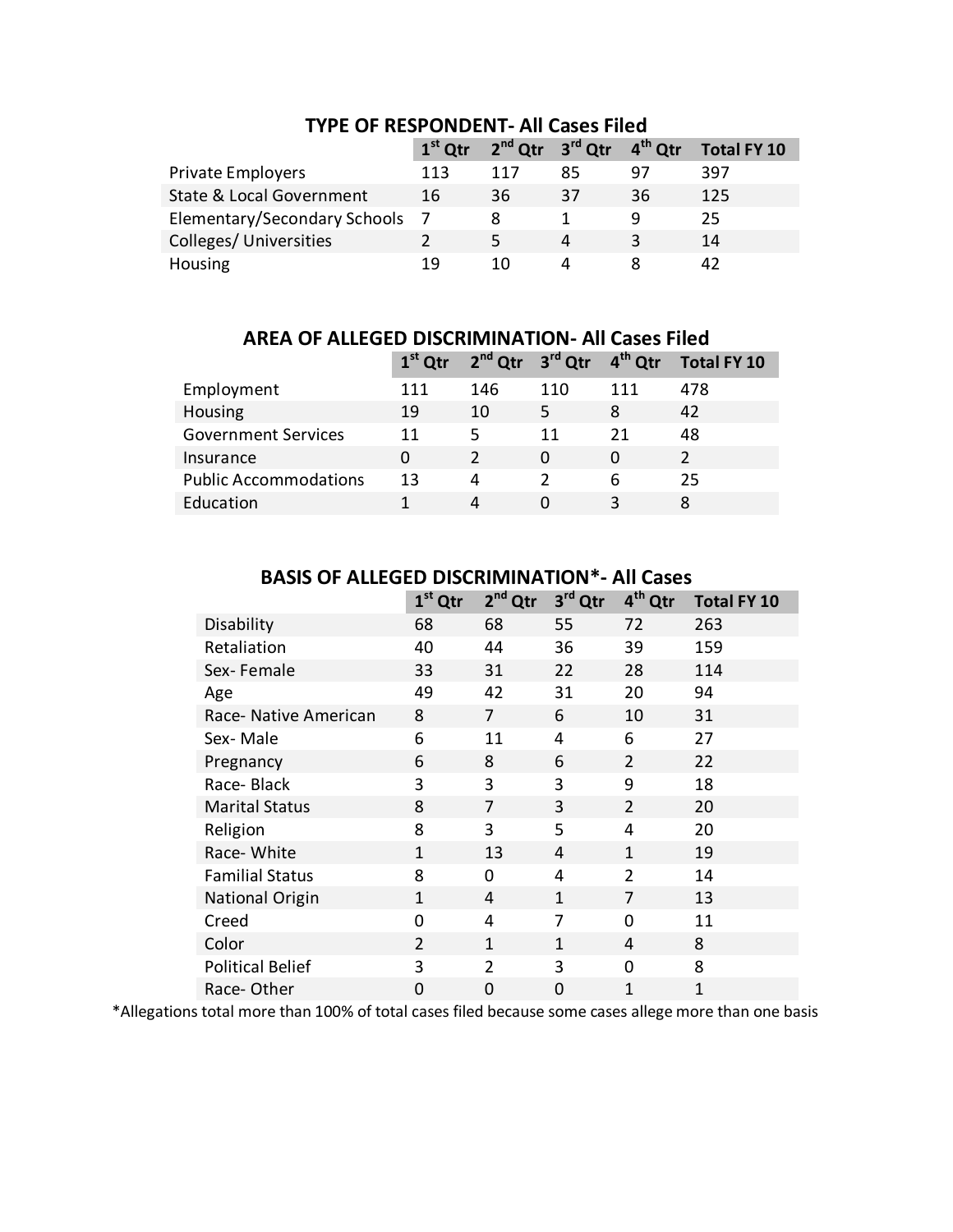## TYPE OF RESPONDENT- All Cases Filed

| | 1st Qtr | 2nd Qtr | 3rd Qtr | 4th Qtr | Total FY 10 |
|---|---|---|---|---|---|
| Private Employers | 113 | 117 | 85 | 97 | 397 |
| State & Local Government | 16 | 36 | 37 | 36 | 125 |
| Elementary/Secondary Schools | 7 | 8 | 1 | 9 | 25 |
| Colleges/ Universities | 2 | 5 | 4 | 3 | 14 |
| Housing | 19 | 10 | 4 | 8 | 42 |

## AREA OF ALLEGED DISCRIMINATION- All Cases Filed

| | 1st Qtr | 2nd Qtr | 3rd Qtr | 4th Qtr | Total FY 10 |
|---|---|---|---|---|---|
| Employment | 111 | 146 | 110 | 111 | 478 |
| Housing | 19 | 10 | 5 | 8 | 42 |
| Government Services | 11 | 5 | 11 | 21 | 48 |
| Insurance | 0 | 2 | 0 | 0 | 2 |
| Public Accommodations | 13 | 4 | 2 | 6 | 25 |
| Education | 1 | 4 | 0 | 3 | 8 |

## BASIS OF ALLEGED DISCRIMINATION*- All Cases

| | 1st Qtr | 2nd Qtr | 3rd Qtr | 4th Qtr | Total FY 10 |
|---|---|---|---|---|---|
| Disability | 68 | 68 | 55 | 72 | 263 |
| Retaliation | 40 | 44 | 36 | 39 | 159 |
| Sex- Female | 33 | 31 | 22 | 28 | 114 |
| Age | 49 | 42 | 31 | 20 | 94 |
| Race- Native American | 8 | 7 | 6 | 10 | 31 |
| Sex- Male | 6 | 11 | 4 | 6 | 27 |
| Pregnancy | 6 | 8 | 6 | 2 | 22 |
| Race- Black | 3 | 3 | 3 | 9 | 18 |
| Marital Status | 8 | 7 | 3 | 2 | 20 |
| Religion | 8 | 3 | 5 | 4 | 20 |
| Race- White | 1 | 13 | 4 | 1 | 19 |
| Familial Status | 8 | 0 | 4 | 2 | 14 |
| National Origin | 1 | 4 | 1 | 7 | 13 |
| Creed | 0 | 4 | 7 | 0 | 11 |
| Color | 2 | 1 | 1 | 4 | 8 |
| Political Belief | 3 | 2 | 3 | 0 | 8 |
| Race- Other | 0 | 0 | 0 | 1 | 1 |

*Allegations total more than 100% of total cases filed because some cases allege more than one basis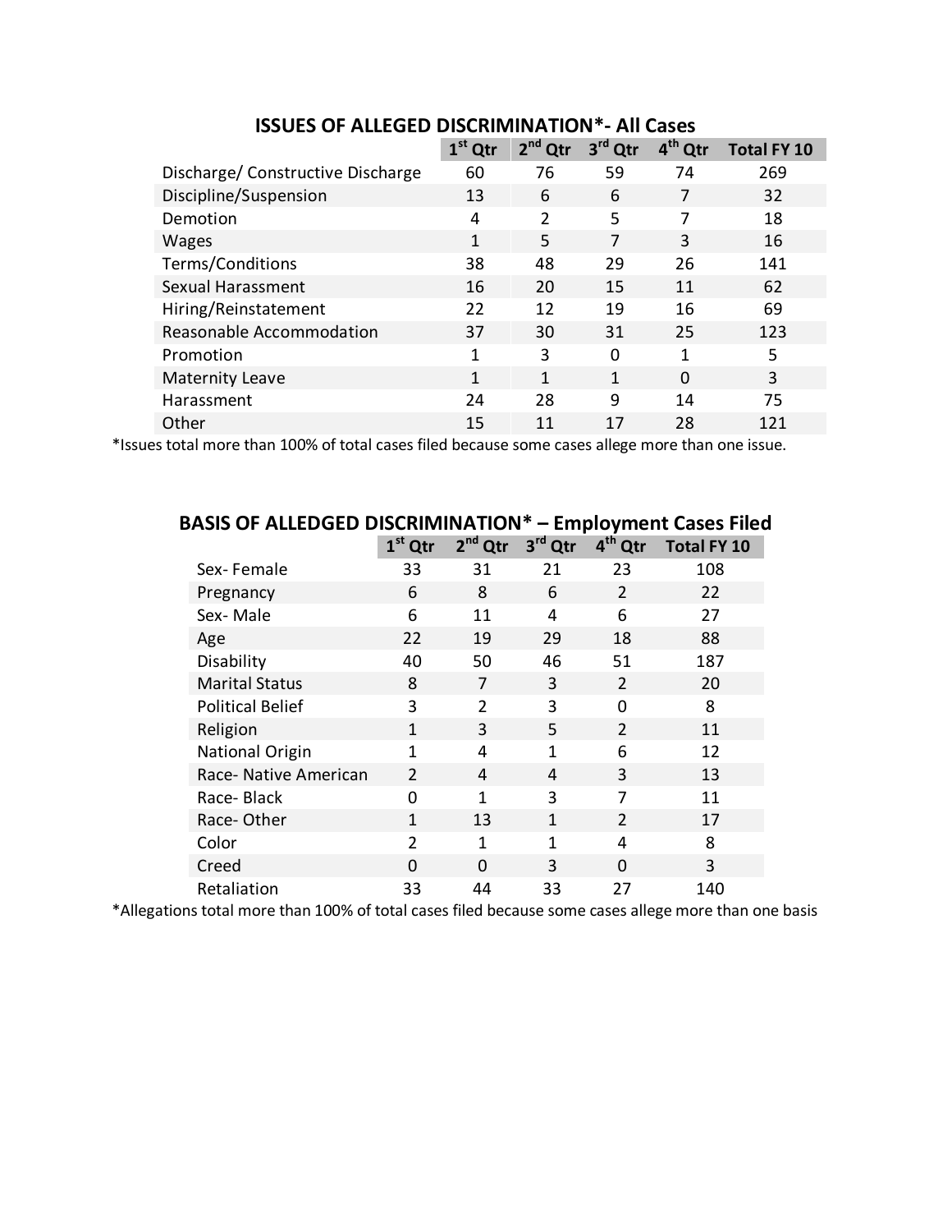## ISSUES OF ALLEGED DISCRIMINATION*- All Cases

| | 1st Qtr | 2nd Qtr | 3rd Qtr | 4th Qtr | Total FY 10 |
|---|---|---|---|---|---|
| Discharge/ Constructive Discharge | 60 | 76 | 59 | 74 | 269 |
| Discipline/Suspension | 13 | 6 | 6 | 7 | 32 |
| Demotion | 4 | 2 | 5 | 7 | 18 |
| Wages | 1 | 5 | 7 | 3 | 16 |
| Terms/Conditions | 38 | 48 | 29 | 26 | 141 |
| Sexual Harassment | 16 | 20 | 15 | 11 | 62 |
| Hiring/Reinstatement | 22 | 12 | 19 | 16 | 69 |
| Reasonable Accommodation | 37 | 30 | 31 | 25 | 123 |
| Promotion | 1 | 3 | 0 | 1 | 5 |
| Maternity Leave | 1 | 1 | 1 | 0 | 3 |
| Harassment | 24 | 28 | 9 | 14 | 75 |
| Other | 15 | 11 | 17 | 28 | 121 |

*Issues total more than 100% of total cases filed because some cases allege more than one issue.

## BASIS OF ALLEDGED DISCRIMINATION* – Employment Cases Filed

| | 1st Qtr | 2nd Qtr | 3rd Qtr | 4th Qtr | Total FY 10 |
|---|---|---|---|---|---|
| Sex- Female | 33 | 31 | 21 | 23 | 108 |
| Pregnancy | 6 | 8 | 6 | 2 | 22 |
| Sex- Male | 6 | 11 | 4 | 6 | 27 |
| Age | 22 | 19 | 29 | 18 | 88 |
| Disability | 40 | 50 | 46 | 51 | 187 |
| Marital Status | 8 | 7 | 3 | 2 | 20 |
| Political Belief | 3 | 2 | 3 | 0 | 8 |
| Religion | 1 | 3 | 5 | 2 | 11 |
| National Origin | 1 | 4 | 1 | 6 | 12 |
| Race- Native American | 2 | 4 | 4 | 3 | 13 |
| Race- Black | 0 | 1 | 3 | 7 | 11 |
| Race- Other | 1 | 13 | 1 | 2 | 17 |
| Color | 2 | 1 | 1 | 4 | 8 |
| Creed | 0 | 0 | 3 | 0 | 3 |
| Retaliation | 33 | 44 | 33 | 27 | 140 |

*Allegations total more than 100% of total cases filed because some cases allege more than one basis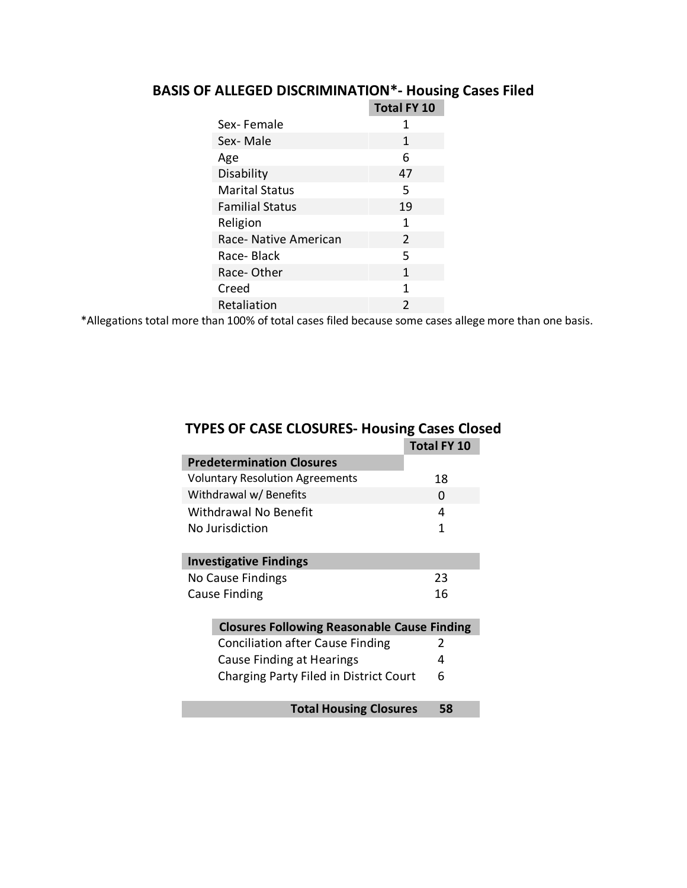## BASIS OF ALLEGED DISCRIMINATION*- Housing Cases Filed

| | Total FY 10 |
|---|---|
| Sex- Female | 1 |
| Sex- Male | 1 |
| Age | 6 |
| Disability | 47 |
| Marital Status | 5 |
| Familial Status | 19 |
| Religion | 1 |
| Race- Native American | 2 |
| Race- Black | 5 |
| Race- Other | 1 |
| Creed | 1 |
| Retaliation | 2 |

*Allegations total more than 100% of total cases filed because some cases allege more than one basis.

## TYPES OF CASE CLOSURES- Housing Cases Closed

| | Total FY 10 |
|---|---|
| **Predetermination Closures** | |
| Voluntary Resolution Agreements | 18 |
| Withdrawal w/ Benefits | 0 |
| Withdrawal No Benefit | 4 |
| No Jurisdiction | 1 |
| **Investigative Findings** | |
| No Cause Findings | 23 |
| Cause Finding | 16 |
| **Closures Following Reasonable Cause Finding** | |
| Conciliation after Cause Finding | 2 |
| Cause Finding at Hearings | 4 |
| Charging Party Filed in District Court | 6 |
| **Total Housing Closures** | **58** |